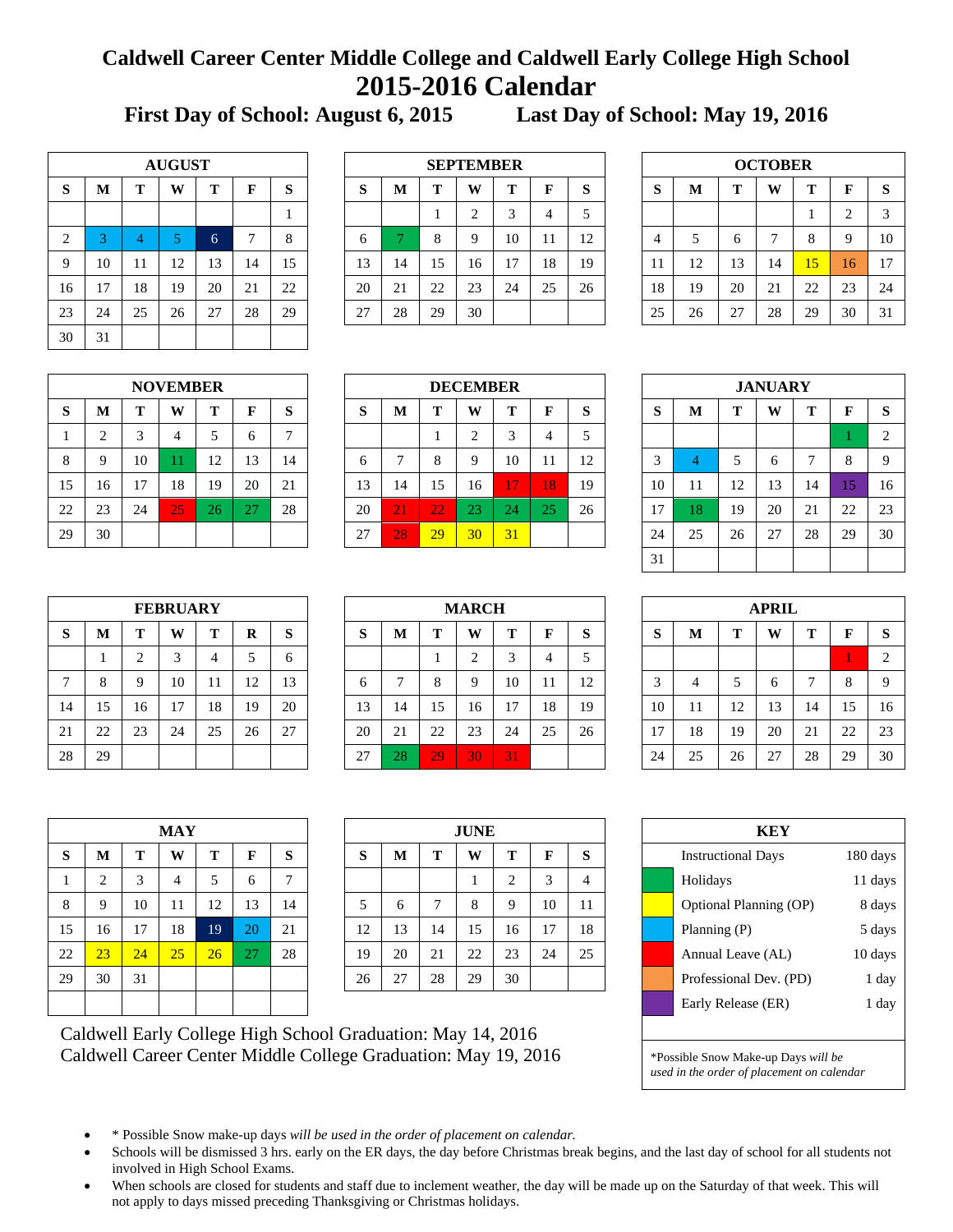# Caldwell Career Center Middle College and Caldwell Early College High School

# 2015-2016 Calendar

**First Day of School: August 6, 2015 Last Day of School: May 19, 2016**

**AUGUST**

| S | M | T | W | T | F | S |
|---|---|---|---|---|---|---|
| | | | | | | 1 |
| 2 | 3 | 4 | 5 | 6 | 7 | 8 |
| 9 | 10 | 11 | 12 | 13 | 14 | 15 |
| 16 | 17 | 18 | 19 | 20 | 21 | 22 |
| 23 | 24 | 25 | 26 | 27 | 28 | 29 |
| 30 | 31 | | | | | |

**SEPTEMBER**

| S | M | T | W | T | F | S |
|---|---|---|---|---|---|---|
| | | 1 | 2 | 3 | 4 | 5 |
| 6 | 7 | 8 | 9 | 10 | 11 | 12 |
| 13 | 14 | 15 | 16 | 17 | 18 | 19 |
| 20 | 21 | 22 | 23 | 24 | 25 | 26 |
| 27 | 28 | 29 | 30 | | | |

**OCTOBER**

| S | M | T | W | T | F | S |
|---|---|---|---|---|---|---|
| | | | | 1 | 2 | 3 |
| 4 | 5 | 6 | 7 | 8 | 9 | 10 |
| 11 | 12 | 13 | 14 | 15 | 16 | 17 |
| 18 | 19 | 20 | 21 | 22 | 23 | 24 |
| 25 | 26 | 27 | 28 | 29 | 30 | 31 |

**NOVEMBER**

| S | M | T | W | T | F | S |
|---|---|---|---|---|---|---|
| 1 | 2 | 3 | 4 | 5 | 6 | 7 |
| 8 | 9 | 10 | 11 | 12 | 13 | 14 |
| 15 | 16 | 17 | 18 | 19 | 20 | 21 |
| 22 | 23 | 24 | 25 | 26 | 27 | 28 |
| 29 | 30 | | | | | |

**DECEMBER**

| S | M | T | W | T | F | S |
|---|---|---|---|---|---|---|
| | | 1 | 2 | 3 | 4 | 5 |
| 6 | 7 | 8 | 9 | 10 | 11 | 12 |
| 13 | 14 | 15 | 16 | 17 | 18 | 19 |
| 20 | 21 | 22 | 23 | 24 | 25 | 26 |
| 27 | 28 | 29 | 30 | 31 | | |

**JANUARY**

| S | M | T | W | T | F | S |
|---|---|---|---|---|---|---|
| | | | | | 1 | 2 |
| 3 | 4 | 5 | 6 | 7 | 8 | 9 |
| 10 | 11 | 12 | 13 | 14 | 15 | 16 |
| 17 | 18 | 19 | 20 | 21 | 22 | 23 |
| 24 | 25 | 26 | 27 | 28 | 29 | 30 |
| 31 | | | | | | |

**FEBRUARY**

| S | M | T | W | T | R | S |
|---|---|---|---|---|---|---|
| | 1 | 2 | 3 | 4 | 5 | 6 |
| 7 | 8 | 9 | 10 | 11 | 12 | 13 |
| 14 | 15 | 16 | 17 | 18 | 19 | 20 |
| 21 | 22 | 23 | 24 | 25 | 26 | 27 |
| 28 | 29 | | | | | |

**MARCH**

| S | M | T | W | T | F | S |
|---|---|---|---|---|---|---|
| | | 1 | 2 | 3 | 4 | 5 |
| 6 | 7 | 8 | 9 | 10 | 11 | 12 |
| 13 | 14 | 15 | 16 | 17 | 18 | 19 |
| 20 | 21 | 22 | 23 | 24 | 25 | 26 |
| 27 | 28 | 29 | 30 | 31 | | |

**APRIL**

| S | M | T | W | T | F | S |
|---|---|---|---|---|---|---|
| | | | | | 1 | 2 |
| 3 | 4 | 5 | 6 | 7 | 8 | 9 |
| 10 | 11 | 12 | 13 | 14 | 15 | 16 |
| 17 | 18 | 19 | 20 | 21 | 22 | 23 |
| 24 | 25 | 26 | 27 | 28 | 29 | 30 |

**MAY**

| S | M | T | W | T | F | S |
|---|---|---|---|---|---|---|
| 1 | 2 | 3 | 4 | 5 | 6 | 7 |
| 8 | 9 | 10 | 11 | 12 | 13 | 14 |
| 15 | 16 | 17 | 18 | 19 | 20 | 21 |
| 22 | 23 | 24 | 25 | 26 | 27 | 28 |
| 29 | 30 | 31 | | | | |

**JUNE**

| S | M | T | W | T | F | S |
|---|---|---|---|---|---|---|
| | | | 1 | 2 | 3 | 4 |
| 5 | 6 | 7 | 8 | 9 | 10 | 11 |
| 12 | 13 | 14 | 15 | 16 | 17 | 18 |
| 19 | 20 | 21 | 22 | 23 | 24 | 25 |
| 26 | 27 | 28 | 29 | 30 | | |

Caldwell Early College High School Graduation: May 14, 2016
Caldwell Career Center Middle College Graduation: May 19, 2016

**KEY**

| | |
|---|---|
| Instructional Days | 180 days |
| Holidays | 11 days |
| Optional Planning (OP) | 8 days |
| Planning (P) | 5 days |
| Annual Leave (AL) | 10 days |
| Professional Dev. (PD) | 1 day |
| Early Release (ER) | 1 day |

*Possible Snow Make-up Days *will be used in the order of placement on calendar*

- * Possible Snow make-up days *will be used in the order of placement on calendar.*
- Schools will be dismissed 3 hrs. early on the ER days, the day before Christmas break begins, and the last day of school for all students not involved in High School Exams.
- When schools are closed for students and staff due to inclement weather, the day will be made up on the Saturday of that week. This will not apply to days missed preceding Thanksgiving or Christmas holidays.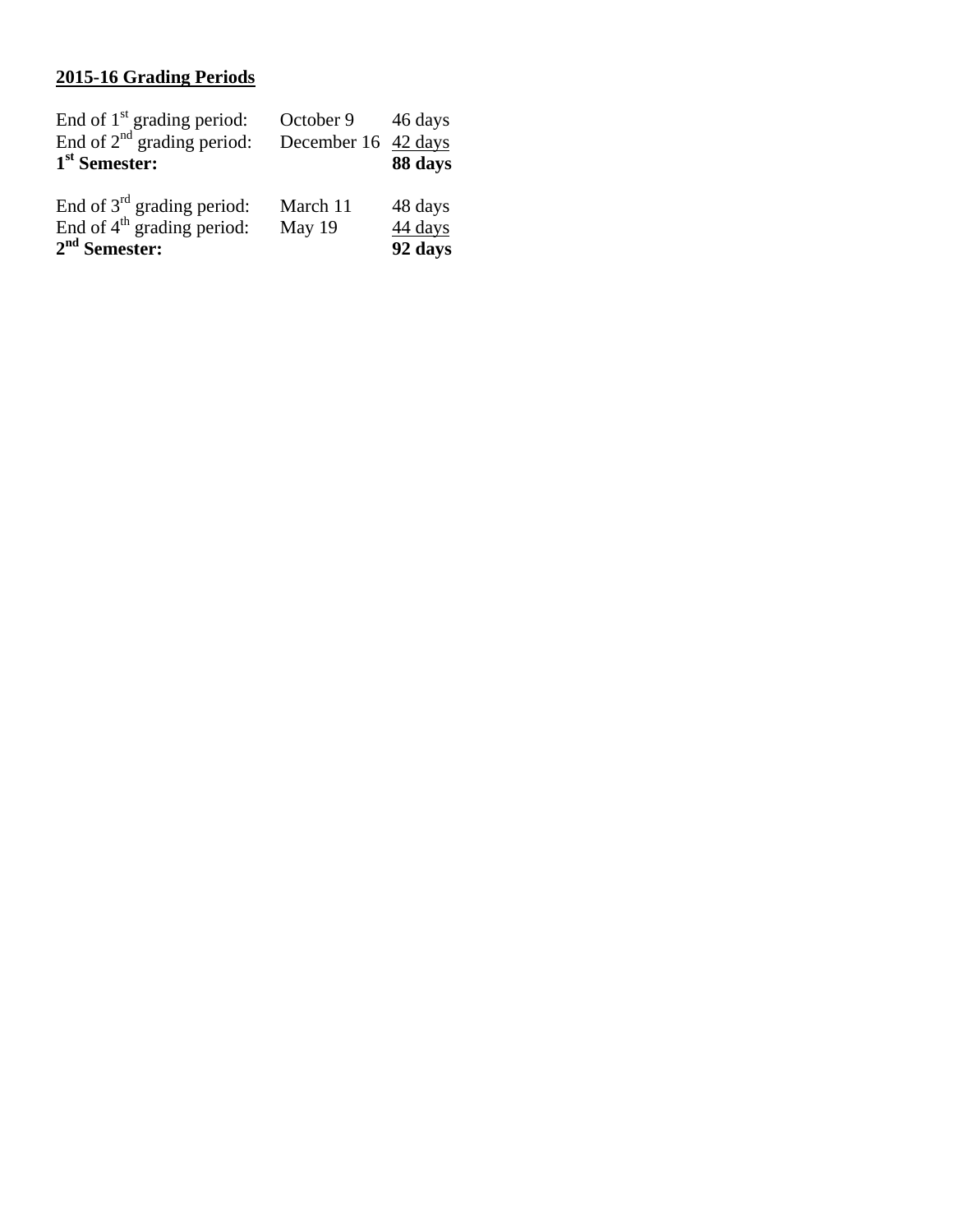**2015-16 Grading Periods**

| | | |
|---|---|---|
| End of 1st grading period: | October 9 | 46 days |
| End of 2nd grading period: | December 16 | 42 days |
| **1st Semester:** | | **88 days** |
| End of 3rd grading period: | March 11 | 48 days |
| End of 4th grading period: | May 19 | 44 days |
| **2nd Semester:** | | **92 days** |